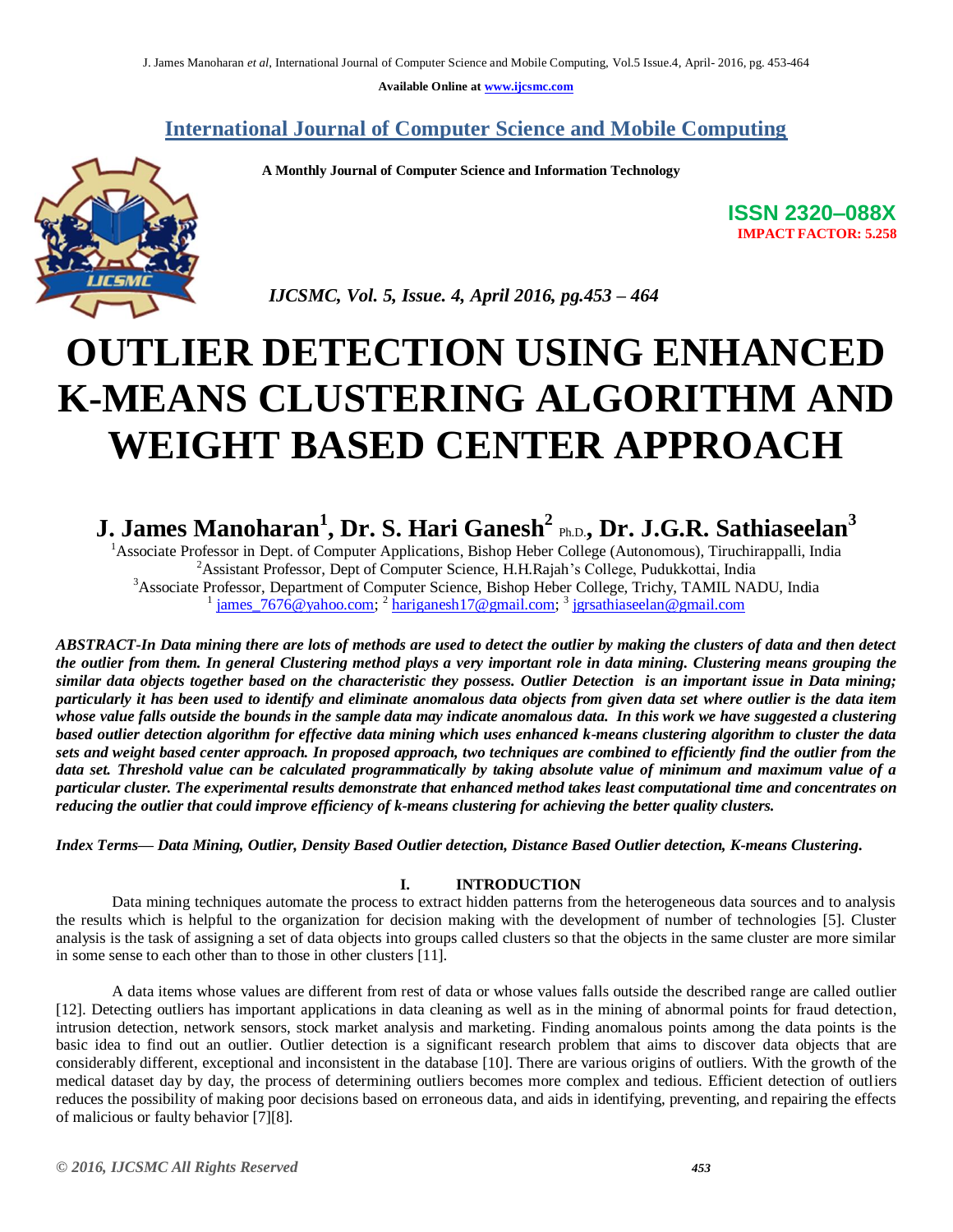Available Online at www.ijcsmc.com

# International Journal of Computer Science and Mobile Computing

**A Monthly Journal of Computer Science and Information Technology**

**ISSN 2320–088X**
**IMPACT FACTOR: 5.258**

*IJCSMC, Vol. 5, Issue. 4, April 2016, pg.453 – 464*

# OUTLIER DETECTION USING ENHANCED K-MEANS CLUSTERING ALGORITHM AND WEIGHT BASED CENTER APPROACH

**J. James Manoharan[1], Dr. S. Hari Ganesh[2] Ph.D., Dr. J.G.R. Sathiaseelan[3]**

[1]Associate Professor in Dept. of Computer Applications, Bishop Heber College (Autonomous), Tiruchirappalli, India
[2]Assistant Professor, Dept of Computer Science, H.H.Rajah's College, Pudukkottai, India
[3]Associate Professor, Department of Computer Science, Bishop Heber College, Trichy, TAMIL NADU, India
[1] james_7676@yahoo.com; [2] hariganesh17@gmail.com; [3] jgrsathiaseelan@gmail.com

***ABSTRACT-In Data mining there are lots of methods are used to detect the outlier by making the clusters of data and then detect the outlier from them. In general Clustering method plays a very important role in data mining. Clustering means grouping the similar data objects together based on the characteristic they possess. Outlier Detection is an important issue in Data mining; particularly it has been used to identify and eliminate anomalous data objects from given data set where outlier is the data item whose value falls outside the bounds in the sample data may indicate anomalous data. In this work we have suggested a clustering based outlier detection algorithm for effective data mining which uses enhanced k-means clustering algorithm to cluster the data sets and weight based center approach. In proposed approach, two techniques are combined to efficiently find the outlier from the data set. Threshold value can be calculated programmatically by taking absolute value of minimum and maximum value of a particular cluster. The experimental results demonstrate that enhanced method takes least computational time and concentrates on reducing the outlier that could improve efficiency of k-means clustering for achieving the better quality clusters.***

***Index Terms— Data Mining, Outlier, Density Based Outlier detection, Distance Based Outlier detection, K-means Clustering.***

## I. INTRODUCTION

Data mining techniques automate the process to extract hidden patterns from the heterogeneous data sources and to analysis the results which is helpful to the organization for decision making with the development of number of technologies [5]. Cluster analysis is the task of assigning a set of data objects into groups called clusters so that the objects in the same cluster are more similar in some sense to each other than to those in other clusters [11].

A data items whose values are different from rest of data or whose values falls outside the described range are called outlier [12]. Detecting outliers has important applications in data cleaning as well as in the mining of abnormal points for fraud detection, intrusion detection, network sensors, stock market analysis and marketing. Finding anomalous points among the data points is the basic idea to find out an outlier. Outlier detection is a significant research problem that aims to discover data objects that are considerably different, exceptional and inconsistent in the database [10]. There are various origins of outliers. With the growth of the medical dataset day by day, the process of determining outliers becomes more complex and tedious. Efficient detection of outliers reduces the possibility of making poor decisions based on erroneous data, and aids in identifying, preventing, and repairing the effects of malicious or faulty behavior [7][8].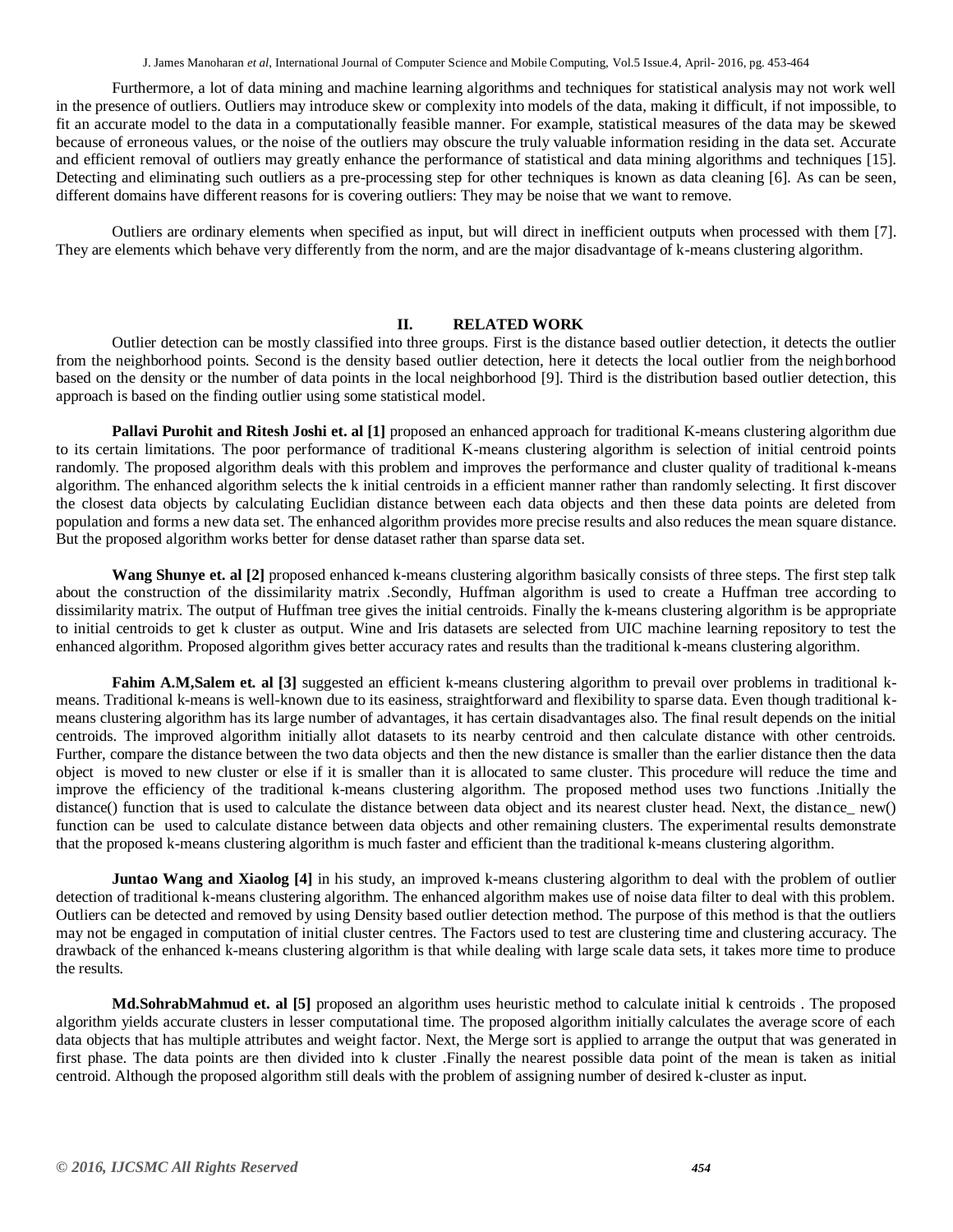Furthermore, a lot of data mining and machine learning algorithms and techniques for statistical analysis may not work well in the presence of outliers. Outliers may introduce skew or complexity into models of the data, making it difficult, if not impossible, to fit an accurate model to the data in a computationally feasible manner. For example, statistical measures of the data may be skewed because of erroneous values, or the noise of the outliers may obscure the truly valuable information residing in the data set. Accurate and efficient removal of outliers may greatly enhance the performance of statistical and data mining algorithms and techniques [15]. Detecting and eliminating such outliers as a pre-processing step for other techniques is known as data cleaning [6]. As can be seen, different domains have different reasons for is covering outliers: They may be noise that we want to remove.

Outliers are ordinary elements when specified as input, but will direct in inefficient outputs when processed with them [7]. They are elements which behave very differently from the norm, and are the major disadvantage of k-means clustering algorithm.

## II. RELATED WORK

Outlier detection can be mostly classified into three groups. First is the distance based outlier detection, it detects the outlier from the neighborhood points. Second is the density based outlier detection, here it detects the local outlier from the neighborhood based on the density or the number of data points in the local neighborhood [9]. Third is the distribution based outlier detection, this approach is based on the finding outlier using some statistical model.

**Pallavi Purohit and Ritesh Joshi et. al [1]** proposed an enhanced approach for traditional K-means clustering algorithm due to its certain limitations. The poor performance of traditional K-means clustering algorithm is selection of initial centroid points randomly. The proposed algorithm deals with this problem and improves the performance and cluster quality of traditional k-means algorithm. The enhanced algorithm selects the k initial centroids in a efficient manner rather than randomly selecting. It first discover the closest data objects by calculating Euclidian distance between each data objects and then these data points are deleted from population and forms a new data set. The enhanced algorithm provides more precise results and also reduces the mean square distance. But the proposed algorithm works better for dense dataset rather than sparse data set.

**Wang Shunye et. al [2]** proposed enhanced k-means clustering algorithm basically consists of three steps. The first step talk about the construction of the dissimilarity matrix .Secondly, Huffman algorithm is used to create a Huffman tree according to dissimilarity matrix. The output of Huffman tree gives the initial centroids. Finally the k-means clustering algorithm is be appropriate to initial centroids to get k cluster as output. Wine and Iris datasets are selected from UIC machine learning repository to test the enhanced algorithm. Proposed algorithm gives better accuracy rates and results than the traditional k-means clustering algorithm.

**Fahim A.M,Salem et. al [3]** suggested an efficient k-means clustering algorithm to prevail over problems in traditional k-means. Traditional k-means is well-known due to its easiness, straightforward and flexibility to sparse data. Even though traditional k-means clustering algorithm has its large number of advantages, it has certain disadvantages also. The final result depends on the initial centroids. The improved algorithm initially allot datasets to its nearby centroid and then calculate distance with other centroids. Further, compare the distance between the two data objects and then the new distance is smaller than the earlier distance then the data object is moved to new cluster or else if it is smaller than it is allocated to same cluster. This procedure will reduce the time and improve the efficiency of the traditional k-means clustering algorithm. The proposed method uses two functions .Initially the distance() function that is used to calculate the distance between data object and its nearest cluster head. Next, the distance_ new() function can be used to calculate distance between data objects and other remaining clusters. The experimental results demonstrate that the proposed k-means clustering algorithm is much faster and efficient than the traditional k-means clustering algorithm.

**Juntao Wang and Xiaolog [4]** in his study, an improved k-means clustering algorithm to deal with the problem of outlier detection of traditional k-means clustering algorithm. The enhanced algorithm makes use of noise data filter to deal with this problem. Outliers can be detected and removed by using Density based outlier detection method. The purpose of this method is that the outliers may not be engaged in computation of initial cluster centres. The Factors used to test are clustering time and clustering accuracy. The drawback of the enhanced k-means clustering algorithm is that while dealing with large scale data sets, it takes more time to produce the results.

**Md.SohrabMahmud et. al [5]** proposed an algorithm uses heuristic method to calculate initial k centroids . The proposed algorithm yields accurate clusters in lesser computational time. The proposed algorithm initially calculates the average score of each data objects that has multiple attributes and weight factor. Next, the Merge sort is applied to arrange the output that was generated in first phase. The data points are then divided into k cluster .Finally the nearest possible data point of the mean is taken as initial centroid. Although the proposed algorithm still deals with the problem of assigning number of desired k-cluster as input.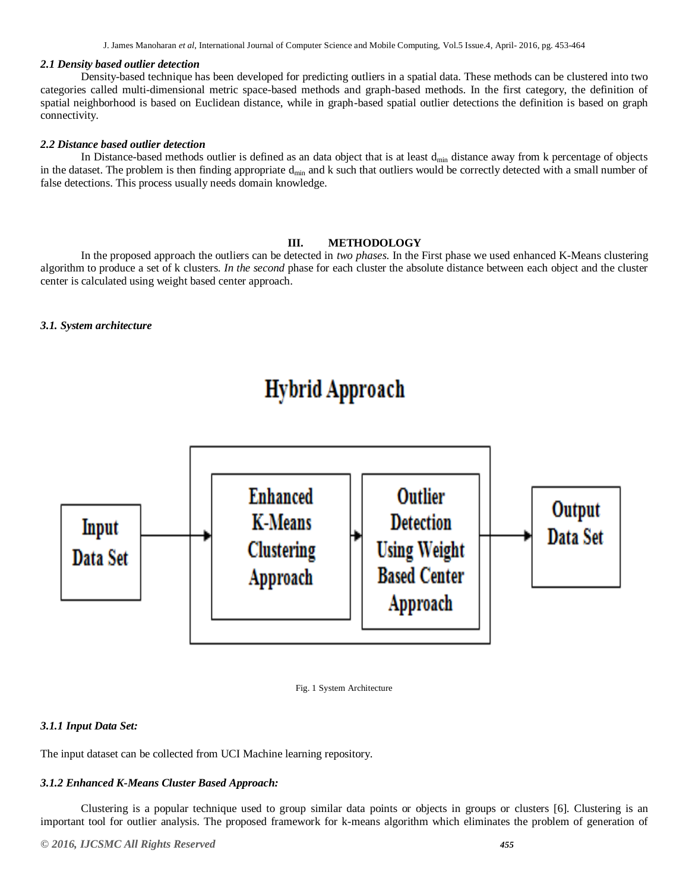### *2.1 Density based outlier detection*

Density-based technique has been developed for predicting outliers in a spatial data. These methods can be clustered into two categories called multi-dimensional metric space-based methods and graph-based methods. In the first category, the definition of spatial neighborhood is based on Euclidean distance, while in graph-based spatial outlier detections the definition is based on graph connectivity.

### *2.2 Distance based outlier detection*

In Distance-based methods outlier is defined as an data object that is at least $d_{min}$ distance away from k percentage of objects in the dataset. The problem is then finding appropriate $d_{min}$ and k such that outliers would be correctly detected with a small number of false detections. This process usually needs domain knowledge.

## III. METHODOLOGY

In the proposed approach the outliers can be detected in *two phases.* In the First phase we used enhanced K-Means clustering algorithm to produce a set of k clusters. *In the second* phase for each cluster the absolute distance between each object and the cluster center is calculated using weight based center approach.

### *3.1. System architecture*

Hybrid Approach

Input Data Set → Enhanced K-Means Clustering Approach → Outlier Detection Using Weight Based Center Approach → Output Data Set

Fig. 1 System Architecture

#### *3.1.1 Input Data Set:*

The input dataset can be collected from UCI Machine learning repository.

#### *3.1.2 Enhanced K-Means Cluster Based Approach:*

Clustering is a popular technique used to group similar data points or objects in groups or clusters [6]. Clustering is an important tool for outlier analysis. The proposed framework for k-means algorithm which eliminates the problem of generation of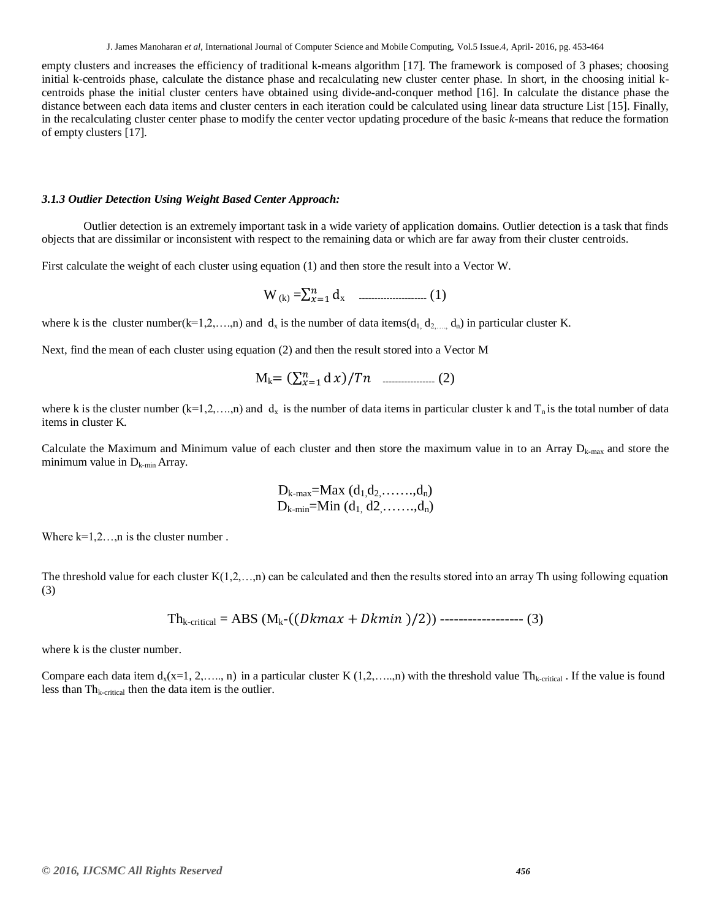empty clusters and increases the efficiency of traditional k-means algorithm [17]. The framework is composed of 3 phases; choosing initial k-centroids phase, calculate the distance phase and recalculating new cluster center phase. In short, in the choosing initial k-centroids phase the initial cluster centers have obtained using divide-and-conquer method [16]. In calculate the distance phase the distance between each data items and cluster centers in each iteration could be calculated using linear data structure List [15]. Finally, in the recalculating cluster center phase to modify the center vector updating procedure of the basic *k*-means that reduce the formation of empty clusters [17].

### *3.1.3 Outlier Detection Using Weight Based Center Approach:*

Outlier detection is an extremely important task in a wide variety of application domains. Outlier detection is a task that finds objects that are dissimilar or inconsistent with respect to the remaining data or which are far away from their cluster centroids.

First calculate the weight of each cluster using equation (1) and then store the result into a Vector W.

$$W_{(k)} = \sum_{x=1}^{n} d_x \quad \text{-----------------------} \ (1)$$

where k is the cluster number(k=1,2,….,n) and $d_x$ is the number of data items($d_1, d_2, …, d_n$) in particular cluster K.

Next, find the mean of each cluster using equation (2) and then the result stored into a Vector M

$$M_k = \left(\sum_{x=1}^{n} dx\right)/Tn \quad \text{-----------------} \ (2)$$

where k is the cluster number (k=1,2,…..,n) and $d_x$ is the number of data items in particular cluster k and $T_n$ is the total number of data items in cluster K.

Calculate the Maximum and Minimum value of each cluster and then store the maximum value in to an Array $D_{k-max}$ and store the minimum value in $D_{k-min}$ Array.

$$D_{k-max} = Max\ (d_1, d_2, ……., d_n)$$
$$D_{k-min} = Min\ (d_1, d2, ……., d_n)$$

Where k=1,2…,n is the cluster number .

The threshold value for each cluster K(1,2,…,n) can be calculated and then the results stored into an array Th using following equation (3)

$$Th_{k-critical} = ABS\ (M_k - ((Dkmax + Dkmin)/2)) \ \text{------------------} \ (3)$$

where k is the cluster number.

Compare each data item $d_x$(x=1, 2,….., n) in a particular cluster K (1,2,…..,n) with the threshold value $Th_{k-critical}$ . If the value is found less than $Th_{k-critical}$ then the data item is the outlier.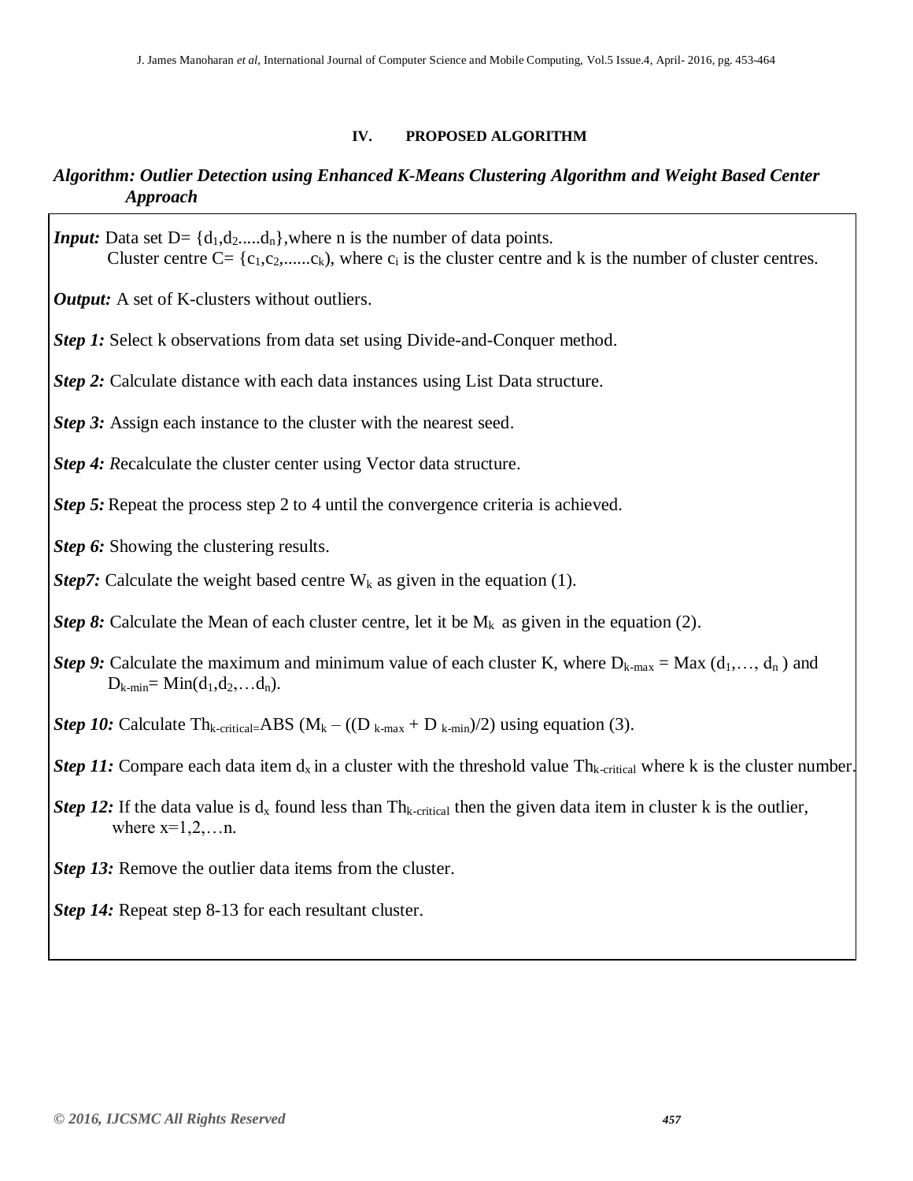## IV. PROPOSED ALGORITHM

***Algorithm: Outlier Detection using Enhanced K-Means Clustering Algorithm and Weight Based Center Approach***

***Input:*** Data set D= $\{d_1,d_2.....d_n\}$,where n is the number of data points.
Cluster centre C= $\{c_1,c_2,......c_k)$, where $c_i$ is the cluster centre and k is the number of cluster centres.

***Output:*** A set of K-clusters without outliers.

***Step 1:*** Select k observations from data set using Divide-and-Conquer method.

***Step 2:*** Calculate distance with each data instances using List Data structure.

***Step 3:*** Assign each instance to the cluster with the nearest seed.

***Step 4:*** *R*ecalculate the cluster center using Vector data structure.

***Step 5:*** Repeat the process step 2 to 4 until the convergence criteria is achieved.

***Step 6:*** Showing the clustering results.

***Step7:*** Calculate the weight based centre $W_k$ as given in the equation (1).

***Step 8:*** Calculate the Mean of each cluster centre, let it be $M_k$ as given in the equation (2).

***Step 9:*** Calculate the maximum and minimum value of each cluster K, where $D_{k\text{-max}}$ = Max $(d_1,\ldots, d_n)$ and $D_{k\text{-min}}$= Min$(d_1,d_2,\ldots d_n)$.

***Step 10:*** Calculate $Th_{k\text{-critical}}$=ABS $(M_k - ((D_{k\text{-max}} + D_{k\text{-min}})/2)$ using equation (3).

***Step 11:*** Compare each data item $d_x$ in a cluster with the threshold value $Th_{k\text{-critical}}$ where k is the cluster number.

***Step 12:*** If the data value is $d_x$ found less than $Th_{k\text{-critical}}$ then the given data item in cluster k is the outlier, where x=1,2,…n.

***Step 13:*** Remove the outlier data items from the cluster.

***Step 14:*** Repeat step 8-13 for each resultant cluster.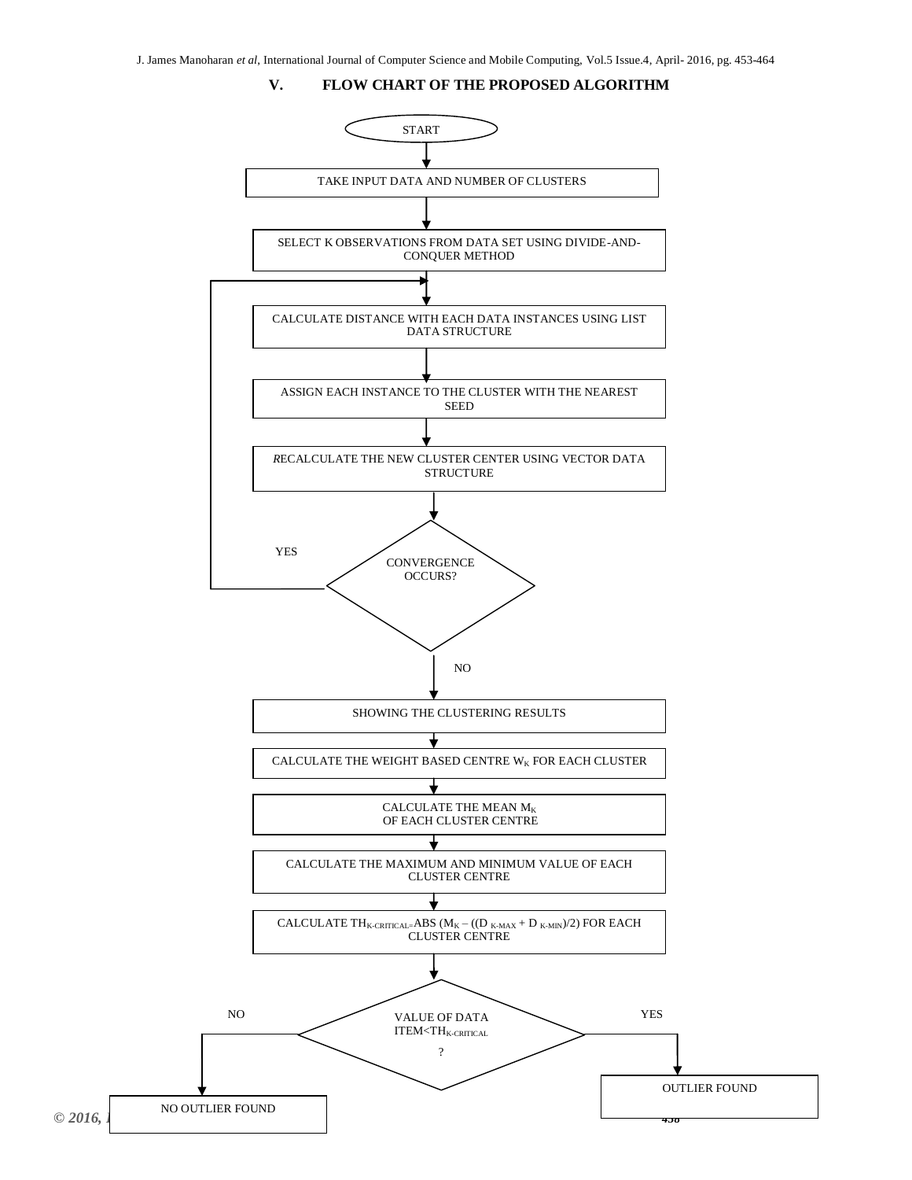## V. FLOW CHART OF THE PROPOSED ALGORITHM

START

TAKE INPUT DATA AND NUMBER OF CLUSTERS

SELECT K OBSERVATIONS FROM DATA SET USING DIVIDE-AND-CONQUER METHOD

CALCULATE DISTANCE WITH EACH DATA INSTANCES USING LIST DATA STRUCTURE

ASSIGN EACH INSTANCE TO THE CLUSTER WITH THE NEAREST SEED

RECALCULATE THE NEW CLUSTER CENTER USING VECTOR DATA STRUCTURE

CONVERGENCE OCCURS? (YES → back to CALCULATE DISTANCE; NO → continue)

SHOWING THE CLUSTERING RESULTS

CALCULATE THE WEIGHT BASED CENTRE $W_K$ FOR EACH CLUSTER

CALCULATE THE MEAN $M_K$ OF EACH CLUSTER CENTRE

CALCULATE THE MAXIMUM AND MINIMUM VALUE OF EACH CLUSTER CENTRE

CALCULATE $TH_{K\text{-}CRITICAL} = ABS(M_K - ((D_{K\text{-}MAX} + D_{K\text{-}MIN})/2)$ FOR EACH CLUSTER CENTRE

VALUE OF DATA ITEM $< TH_{K\text{-}CRITICAL}$ ?

NO → NO OUTLIER FOUND

YES → OUTLIER FOUND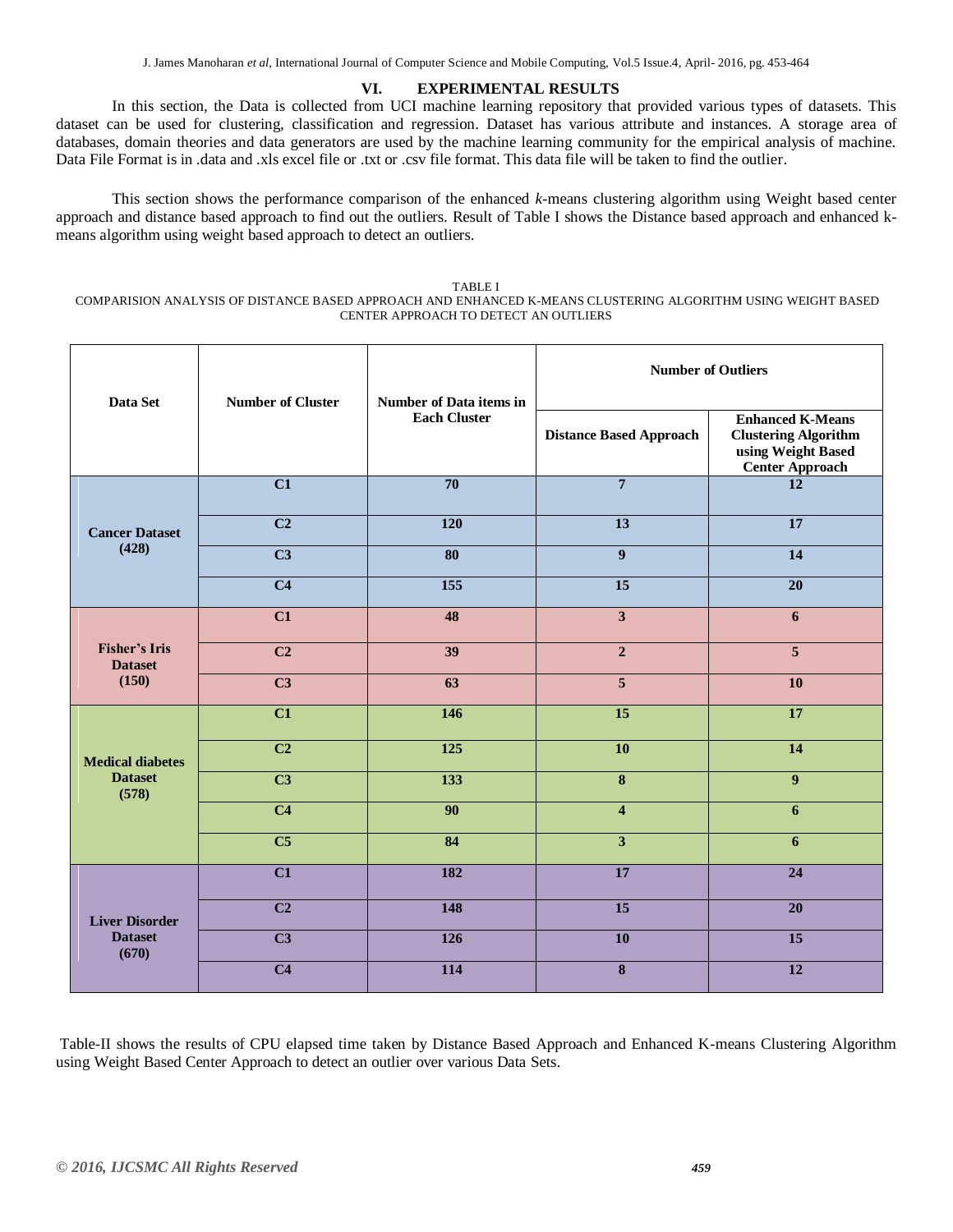## VI. EXPERIMENTAL RESULTS

In this section, the Data is collected from UCI machine learning repository that provided various types of datasets. This dataset can be used for clustering, classification and regression. Dataset has various attribute and instances. A storage area of databases, domain theories and data generators are used by the machine learning community for the empirical analysis of machine. Data File Format is in .data and .xls excel file or .txt or .csv file format. This data file will be taken to find the outlier.

This section shows the performance comparison of the enhanced *k*-means clustering algorithm using Weight based center approach and distance based approach to find out the outliers. Result of Table I shows the Distance based approach and enhanced k-means algorithm using weight based approach to detect an outliers.

TABLE I
COMPARISION ANALYSIS OF DISTANCE BASED APPROACH AND ENHANCED K-MEANS CLUSTERING ALGORITHM USING WEIGHT BASED CENTER APPROACH TO DETECT AN OUTLIERS

| Data Set | Number of Cluster | Number of Data items in Each Cluster | Number of Outliers | |
|---|---|---|---|---|
| | | | Distance Based Approach | Enhanced K-Means Clustering Algorithm using Weight Based Center Approach |
| Cancer Dataset (428) | C1 | 70 | 7 | 12 |
| | C2 | 120 | 13 | 17 |
| | C3 | 80 | 9 | 14 |
| | C4 | 155 | 15 | 20 |
| Fisher's Iris Dataset (150) | C1 | 48 | 3 | 6 |
| | C2 | 39 | 2 | 5 |
| | C3 | 63 | 5 | 10 |
| Medical diabetes Dataset (578) | C1 | 146 | 15 | 17 |
| | C2 | 125 | 10 | 14 |
| | C3 | 133 | 8 | 9 |
| | C4 | 90 | 4 | 6 |
| | C5 | 84 | 3 | 6 |
| Liver Disorder Dataset (670) | C1 | 182 | 17 | 24 |
| | C2 | 148 | 15 | 20 |
| | C3 | 126 | 10 | 15 |
| | C4 | 114 | 8 | 12 |

Table-II shows the results of CPU elapsed time taken by Distance Based Approach and Enhanced K-means Clustering Algorithm using Weight Based Center Approach to detect an outlier over various Data Sets.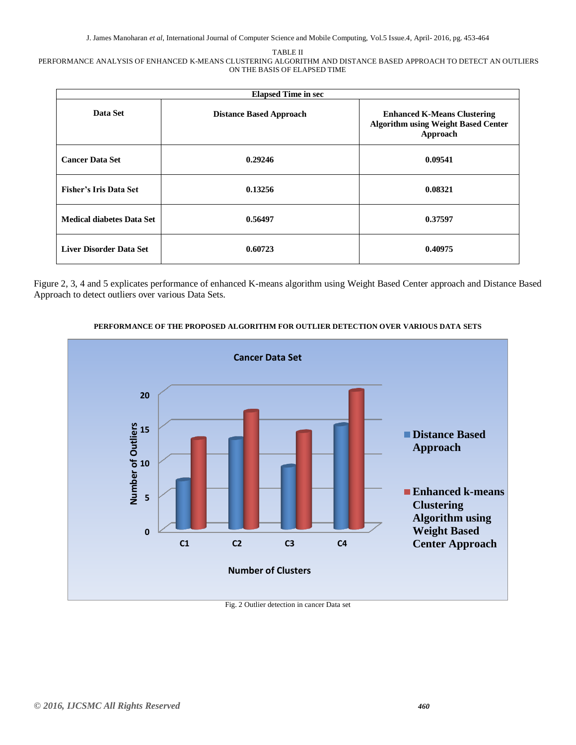TABLE II

PERFORMANCE ANALYSIS OF ENHANCED K-MEANS CLUSTERING ALGORITHM AND DISTANCE BASED APPROACH TO DETECT AN OUTLIERS ON THE BASIS OF ELAPSED TIME

| Elapsed Time in sec | | |
|---|---|---|
| **Data Set** | **Distance Based Approach** | **Enhanced K-Means Clustering Algorithm using Weight Based Center Approach** |
| **Cancer Data Set** | **0.29246** | **0.09541** |
| **Fisher's Iris Data Set** | **0.13256** | **0.08321** |
| **Medical diabetes Data Set** | **0.56497** | **0.37597** |
| **Liver Disorder Data Set** | **0.60723** | **0.40975** |

Figure 2, 3, 4 and 5 explicates performance of enhanced K-means algorithm using Weight Based Center approach and Distance Based Approach to detect outliers over various Data Sets.

**PERFORMANCE OF THE PROPOSED ALGORITHM FOR OUTLIER DETECTION OVER VARIOUS DATA SETS**

Fig. 2 Outlier detection in cancer Data set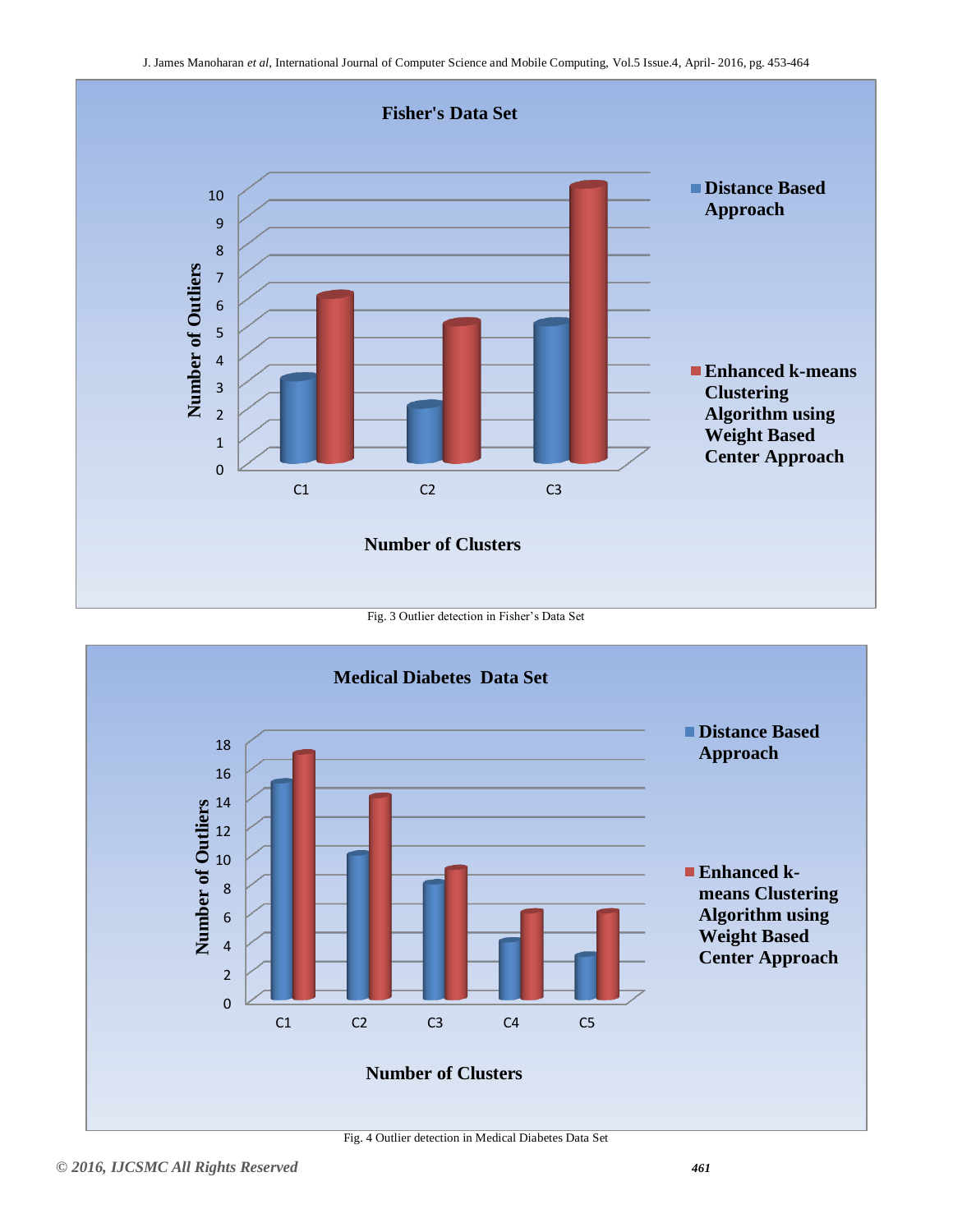Fig. 3 Outlier detection in Fisher's Data Set

Fig. 4 Outlier detection in Medical Diabetes Data Set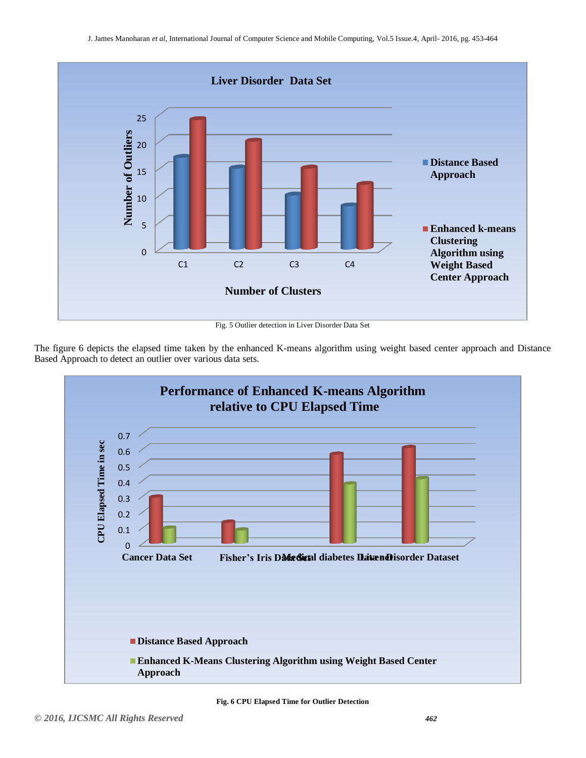Fig. 5 Outlier detection in Liver Disorder Data Set

The figure 6 depicts the elapsed time taken by the enhanced K-means algorithm using weight based center approach and Distance Based Approach to detect an outlier over various data sets.

**Fig. 6 CPU Elapsed Time for Outlier Detection**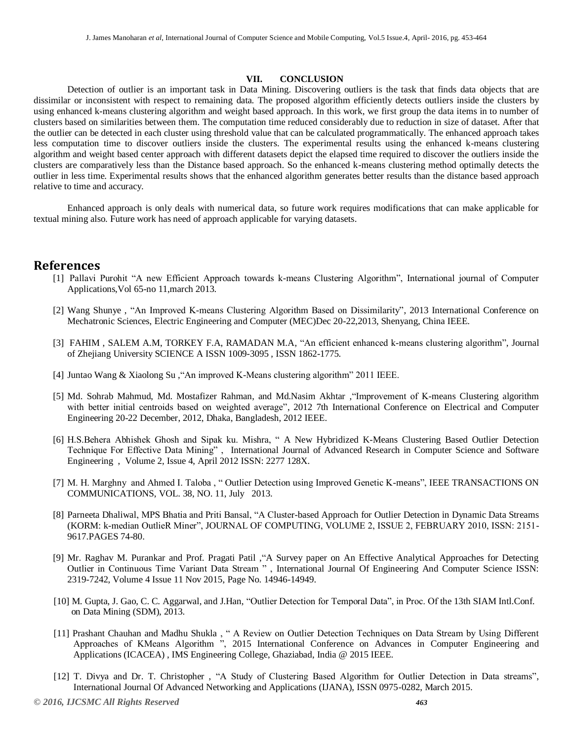## VII. CONCLUSION

Detection of outlier is an important task in Data Mining. Discovering outliers is the task that finds data objects that are dissimilar or inconsistent with respect to remaining data. The proposed algorithm efficiently detects outliers inside the clusters by using enhanced k-means clustering algorithm and weight based approach. In this work, we first group the data items in to number of clusters based on similarities between them. The computation time reduced considerably due to reduction in size of dataset. After that the outlier can be detected in each cluster using threshold value that can be calculated programmatically. The enhanced approach takes less computation time to discover outliers inside the clusters. The experimental results using the enhanced k-means clustering algorithm and weight based center approach with different datasets depict the elapsed time required to discover the outliers inside the clusters are comparatively less than the Distance based approach. So the enhanced k-means clustering method optimally detects the outlier in less time. Experimental results shows that the enhanced algorithm generates better results than the distance based approach relative to time and accuracy.

Enhanced approach is only deals with numerical data, so future work requires modifications that can make applicable for textual mining also. Future work has need of approach applicable for varying datasets.

# References

[1] Pallavi Purohit "A new Efficient Approach towards k-means Clustering Algorithm", International journal of Computer Applications,Vol 65-no 11,march 2013.

[2] Wang Shunye , "An Improved K-means Clustering Algorithm Based on Dissimilarity", 2013 International Conference on Mechatronic Sciences, Electric Engineering and Computer (MEC)Dec 20-22,2013, Shenyang, China IEEE.

[3] FAHIM , SALEM A.M, TORKEY F.A, RAMADAN M.A, "An efficient enhanced k-means clustering algorithm", Journal of Zhejiang University SCIENCE A ISSN 1009-3095 , ISSN 1862-1775.

[4] Juntao Wang & Xiaolong Su ,"An improved K-Means clustering algorithm" 2011 IEEE.

[5] Md. Sohrab Mahmud, Md. Mostafizer Rahman, and Md.Nasim Akhtar ,"Improvement of K-means Clustering algorithm with better initial centroids based on weighted average", 2012 7th International Conference on Electrical and Computer Engineering 20-22 December, 2012, Dhaka, Bangladesh, 2012 IEEE.

[6] H.S.Behera Abhishek Ghosh and Sipak ku. Mishra, " A New Hybridized K-Means Clustering Based Outlier Detection Technique For Effective Data Mining" , International Journal of Advanced Research in Computer Science and Software Engineering , Volume 2, Issue 4, April 2012 ISSN: 2277 128X.

[7] M. H. Marghny and Ahmed I. Taloba , " Outlier Detection using Improved Genetic K-means", IEEE TRANSACTIONS ON COMMUNICATIONS, VOL. 38, NO. 11, July 2013.

[8] Parneeta Dhaliwal, MPS Bhatia and Priti Bansal, "A Cluster-based Approach for Outlier Detection in Dynamic Data Streams (KORM: k-median OutlieR Miner", JOURNAL OF COMPUTING, VOLUME 2, ISSUE 2, FEBRUARY 2010, ISSN: 2151-9617.PAGES 74-80.

[9] Mr. Raghav M. Purankar and Prof. Pragati Patil ,"A Survey paper on An Effective Analytical Approaches for Detecting Outlier in Continuous Time Variant Data Stream " , International Journal Of Engineering And Computer Science ISSN: 2319-7242, Volume 4 Issue 11 Nov 2015, Page No. 14946-14949.

[10] M. Gupta, J. Gao, C. C. Aggarwal, and J.Han, "Outlier Detection for Temporal Data", in Proc. Of the 13th SIAM Intl.Conf. on Data Mining (SDM), 2013.

[11] Prashant Chauhan and Madhu Shukla , " A Review on Outlier Detection Techniques on Data Stream by Using Different Approaches of KMeans Algorithm ", 2015 International Conference on Advances in Computer Engineering and Applications (ICACEA) , IMS Engineering College, Ghaziabad, India @ 2015 IEEE.

[12] T. Divya and Dr. T. Christopher , "A Study of Clustering Based Algorithm for Outlier Detection in Data streams", International Journal Of Advanced Networking and Applications (IJANA), ISSN 0975-0282, March 2015.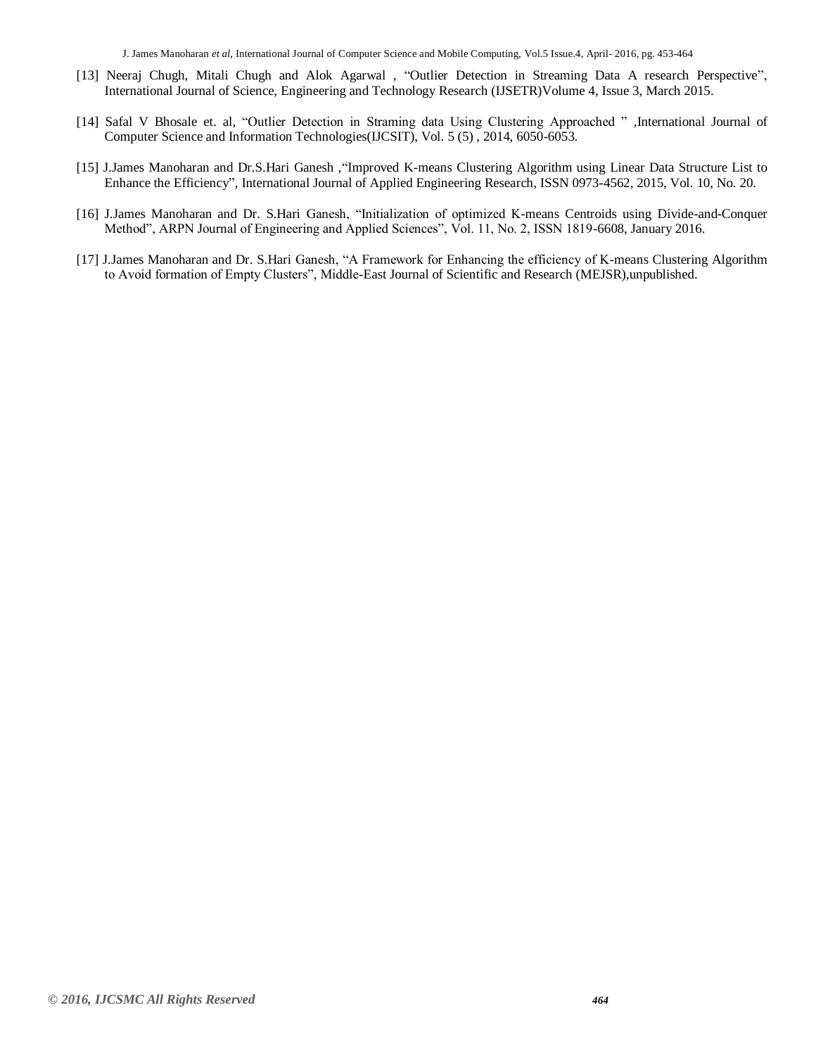[13] Neeraj Chugh, Mitali Chugh and Alok Agarwal , "Outlier Detection in Streaming Data A research Perspective", International Journal of Science, Engineering and Technology Research (IJSETR)Volume 4, Issue 3, March 2015.

[14] Safal V Bhosale et. al, "Outlier Detection in Straming data Using Clustering Approached " ,International Journal of Computer Science and Information Technologies(IJCSIT), Vol. 5 (5) , 2014, 6050-6053.

[15] J.James Manoharan and Dr.S.Hari Ganesh ,"Improved K-means Clustering Algorithm using Linear Data Structure List to Enhance the Efficiency", International Journal of Applied Engineering Research, ISSN 0973-4562, 2015, Vol. 10, No. 20.

[16] J.James Manoharan and Dr. S.Hari Ganesh, "Initialization of optimized K-means Centroids using Divide-and-Conquer Method", ARPN Journal of Engineering and Applied Sciences", Vol. 11, No. 2, ISSN 1819-6608, January 2016.

[17] J.James Manoharan and Dr. S.Hari Ganesh, "A Framework for Enhancing the efficiency of K-means Clustering Algorithm to Avoid formation of Empty Clusters", Middle-East Journal of Scientific and Research (MEJSR),unpublished.